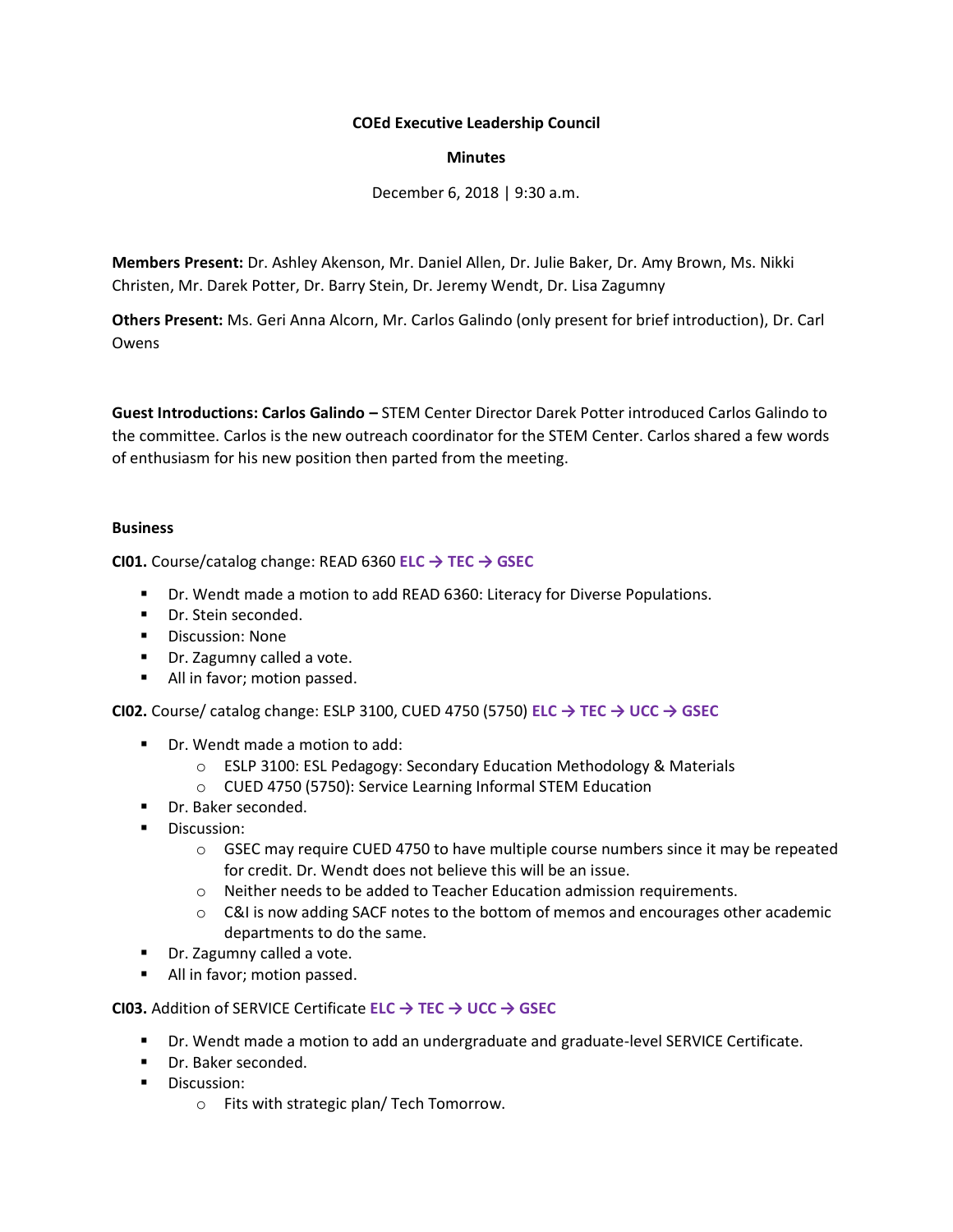**COEd Executive Leadership Council**

**Minutes**

December 6, 2018 | 9:30 a.m.

**Members Present:** Dr. Ashley Akenson, Mr. Daniel Allen, Dr. Julie Baker, Dr. Amy Brown, Ms. Nikki Christen, Mr. Darek Potter, Dr. Barry Stein, Dr. Jeremy Wendt, Dr. Lisa Zagumny

**Others Present:** Ms. Geri Anna Alcorn, Mr. Carlos Galindo (only present for brief introduction), Dr. Carl Owens

**Guest Introductions: Carlos Galindo –** STEM Center Director Darek Potter introduced Carlos Galindo to the committee. Carlos is the new outreach coordinator for the STEM Center. Carlos shared a few words of enthusiasm for his new position then parted from the meeting.

**Business**

**CI01.** Course/catalog change: READ 6360 **ELC → TEC → GSEC**

- Dr. Wendt made a motion to add READ 6360: Literacy for Diverse Populations.
- Dr. Stein seconded.
- Discussion: None
- Dr. Zagumny called a vote.
- All in favor; motion passed.

**CI02.** Course/ catalog change: ESLP 3100, CUED 4750 (5750) **ELC → TEC → UCC → GSEC**

- Dr. Wendt made a motion to add:
  - ESLP 3100: ESL Pedagogy: Secondary Education Methodology & Materials
  - CUED 4750 (5750): Service Learning Informal STEM Education
- Dr. Baker seconded.
- Discussion:
  - GSEC may require CUED 4750 to have multiple course numbers since it may be repeated for credit. Dr. Wendt does not believe this will be an issue.
  - Neither needs to be added to Teacher Education admission requirements.
  - C&I is now adding SACF notes to the bottom of memos and encourages other academic departments to do the same.
- Dr. Zagumny called a vote.
- All in favor; motion passed.

**CI03.** Addition of SERVICE Certificate **ELC → TEC → UCC → GSEC**

- Dr. Wendt made a motion to add an undergraduate and graduate-level SERVICE Certificate.
- Dr. Baker seconded.
- Discussion:
  - Fits with strategic plan/ Tech Tomorrow.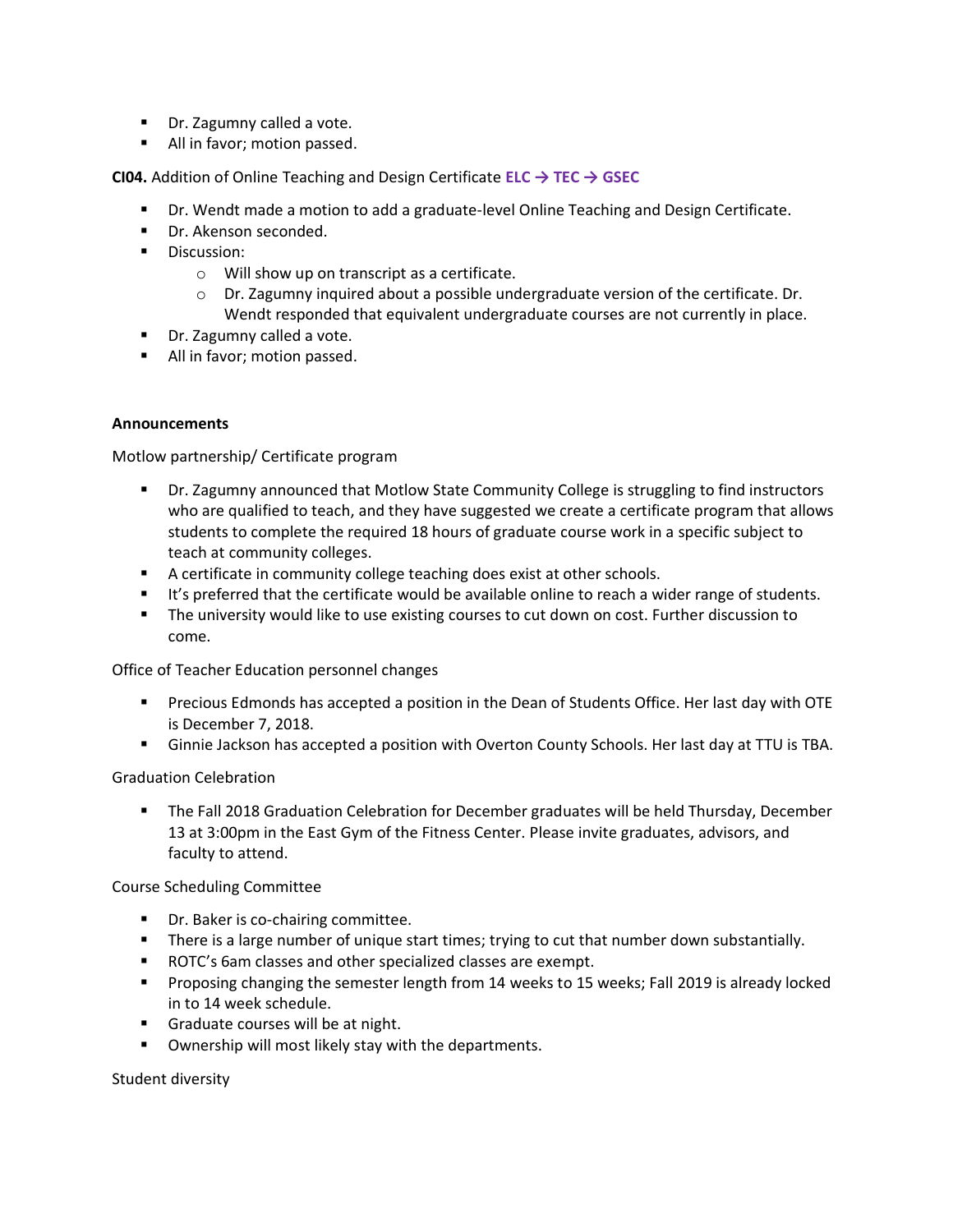- Dr. Zagumny called a vote.
- All in favor; motion passed.

**CI04.** Addition of Online Teaching and Design Certificate **ELC → TEC → GSEC**

- Dr. Wendt made a motion to add a graduate-level Online Teaching and Design Certificate.
- Dr. Akenson seconded.
- Discussion:
    - Will show up on transcript as a certificate.
    - Dr. Zagumny inquired about a possible undergraduate version of the certificate. Dr. Wendt responded that equivalent undergraduate courses are not currently in place.
- Dr. Zagumny called a vote.
- All in favor; motion passed.

**Announcements**

Motlow partnership/ Certificate program

- Dr. Zagumny announced that Motlow State Community College is struggling to find instructors who are qualified to teach, and they have suggested we create a certificate program that allows students to complete the required 18 hours of graduate course work in a specific subject to teach at community colleges.
- A certificate in community college teaching does exist at other schools.
- It's preferred that the certificate would be available online to reach a wider range of students.
- The university would like to use existing courses to cut down on cost. Further discussion to come.

Office of Teacher Education personnel changes

- Precious Edmonds has accepted a position in the Dean of Students Office. Her last day with OTE is December 7, 2018.
- Ginnie Jackson has accepted a position with Overton County Schools. Her last day at TTU is TBA.

Graduation Celebration

- The Fall 2018 Graduation Celebration for December graduates will be held Thursday, December 13 at 3:00pm in the East Gym of the Fitness Center. Please invite graduates, advisors, and faculty to attend.

Course Scheduling Committee

- Dr. Baker is co-chairing committee.
- There is a large number of unique start times; trying to cut that number down substantially.
- ROTC's 6am classes and other specialized classes are exempt.
- Proposing changing the semester length from 14 weeks to 15 weeks; Fall 2019 is already locked in to 14 week schedule.
- Graduate courses will be at night.
- Ownership will most likely stay with the departments.

Student diversity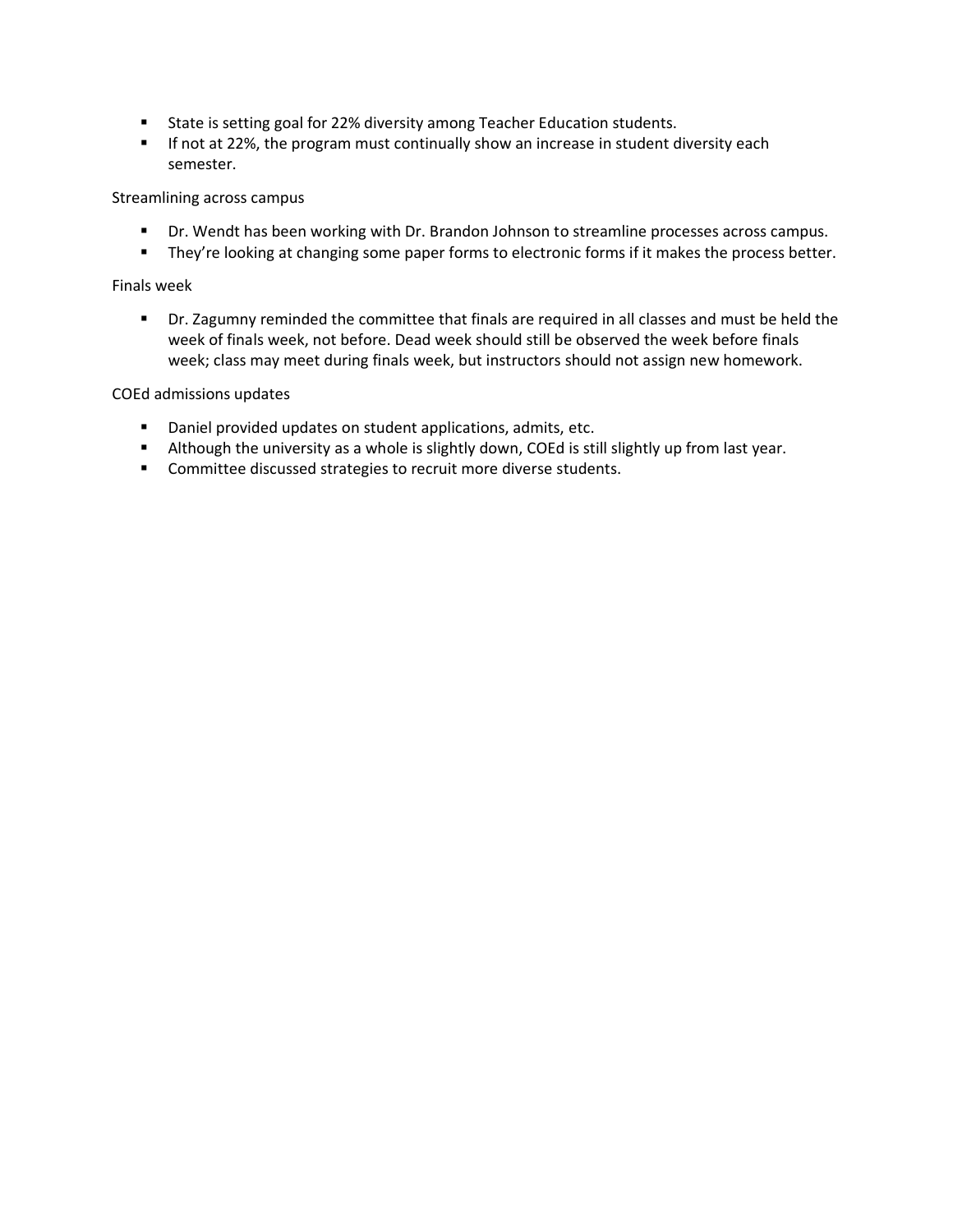- State is setting goal for 22% diversity among Teacher Education students.
- If not at 22%, the program must continually show an increase in student diversity each semester.

Streamlining across campus

- Dr. Wendt has been working with Dr. Brandon Johnson to streamline processes across campus.
- They're looking at changing some paper forms to electronic forms if it makes the process better.

Finals week

- Dr. Zagumny reminded the committee that finals are required in all classes and must be held the week of finals week, not before. Dead week should still be observed the week before finals week; class may meet during finals week, but instructors should not assign new homework.

COEd admissions updates

- Daniel provided updates on student applications, admits, etc.
- Although the university as a whole is slightly down, COEd is still slightly up from last year.
- Committee discussed strategies to recruit more diverse students.